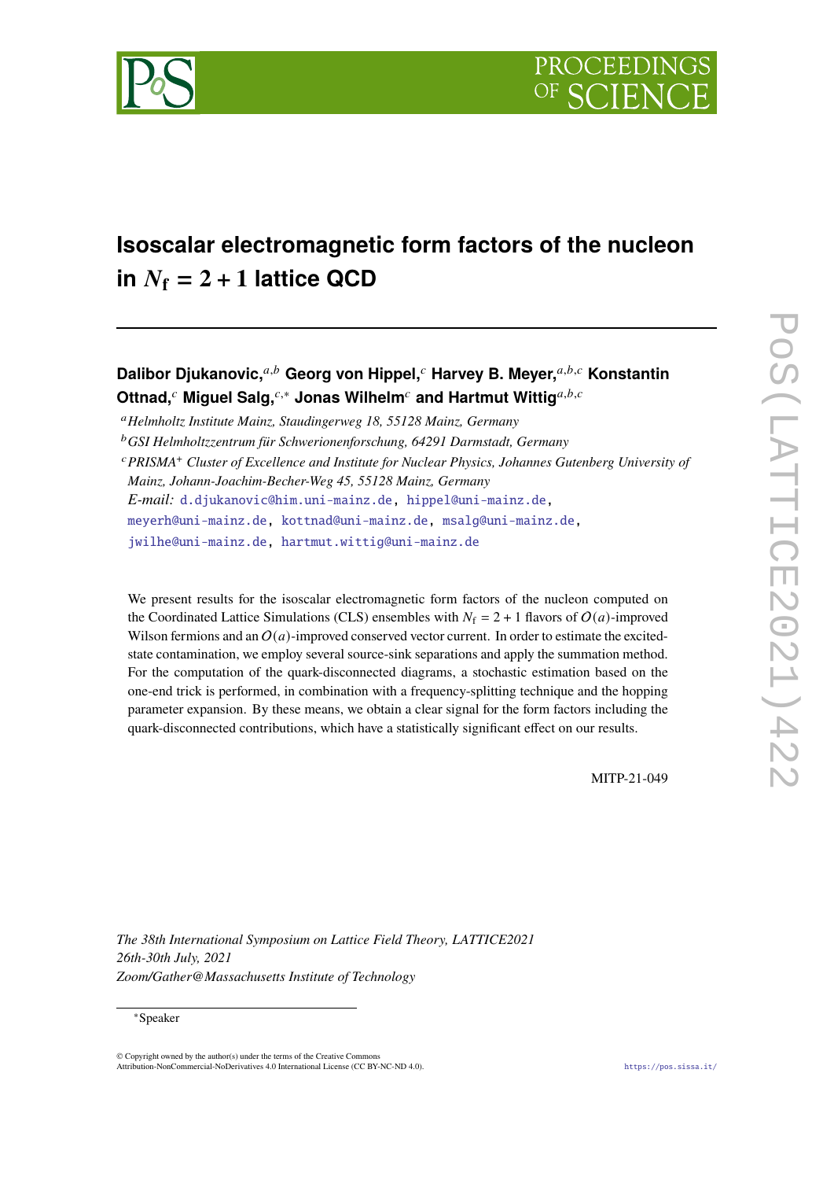# Isoscalar electromagnetic form factors of the nucleon in $N_\mathrm{f} = 2 + 1$ lattice QCD

**Dalibor Djukanovic,**[a,b] **Georg von Hippel,**[c] **Harvey B. Meyer,**[a,b,c] **Konstantin Ottnad,**[c] **Miguel Salg,**[c,*] **Jonas Wilhelm**[c] **and Hartmut Wittig**[a,b,c]

[a] *Helmholtz Institute Mainz, Staudingerweg 18, 55128 Mainz, Germany*

[b] *GSI Helmholtzzentrum für Schwerionenforschung, 64291 Darmstadt, Germany*

[c] *PRISMA$^+$ Cluster of Excellence and Institute for Nuclear Physics, Johannes Gutenberg University of Mainz, Johann-Joachim-Becher-Weg 45, 55128 Mainz, Germany*

*E-mail:* d.djukanovic@him.uni-mainz.de, hippel@uni-mainz.de, meyerh@uni-mainz.de, kottnad@uni-mainz.de, msalg@uni-mainz.de, jwilhe@uni-mainz.de, hartmut.wittig@uni-mainz.de

We present results for the isoscalar electromagnetic form factors of the nucleon computed on the Coordinated Lattice Simulations (CLS) ensembles with $N_\mathrm{f} = 2 + 1$ flavors of $O(a)$-improved Wilson fermions and an $O(a)$-improved conserved vector current. In order to estimate the excited-state contamination, we employ several source-sink separations and apply the summation method. For the computation of the quark-disconnected diagrams, a stochastic estimation based on the one-end trick is performed, in combination with a frequency-splitting technique and the hopping parameter expansion. By these means, we obtain a clear signal for the form factors including the quark-disconnected contributions, which have a statistically significant effect on our results.

MITP-21-049

*The 38th International Symposium on Lattice Field Theory, LATTICE2021*
*26th-30th July, 2021*
*Zoom/Gather@Massachusetts Institute of Technology*

[*] Speaker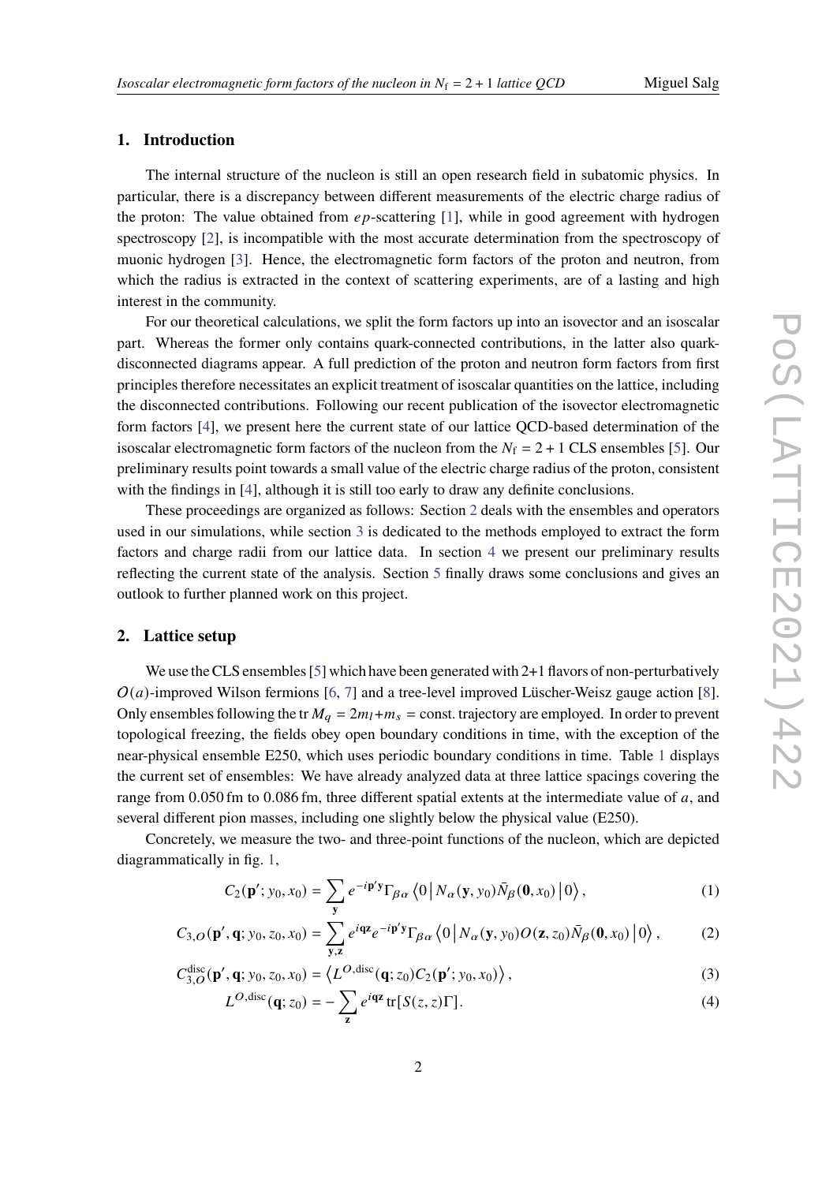## 1. Introduction

The internal structure of the nucleon is still an open research field in subatomic physics. In particular, there is a discrepancy between different measurements of the electric charge radius of the proton: The value obtained from $ep$-scattering [1], while in good agreement with hydrogen spectroscopy [2], is incompatible with the most accurate determination from the spectroscopy of muonic hydrogen [3]. Hence, the electromagnetic form factors of the proton and neutron, from which the radius is extracted in the context of scattering experiments, are of a lasting and high interest in the community.

For our theoretical calculations, we split the form factors up into an isovector and an isoscalar part. Whereas the former only contains quark-connected contributions, in the latter also quark-disconnected diagrams appear. A full prediction of the proton and neutron form factors from first principles therefore necessitates an explicit treatment of isoscalar quantities on the lattice, including the disconnected contributions. Following our recent publication of the isovector electromagnetic form factors [4], we present here the current state of our lattice QCD-based determination of the isoscalar electromagnetic form factors of the nucleon from the $N_f = 2 + 1$ CLS ensembles [5]. Our preliminary results point towards a small value of the electric charge radius of the proton, consistent with the findings in [4], although it is still too early to draw any definite conclusions.

These proceedings are organized as follows: Section 2 deals with the ensembles and operators used in our simulations, while section 3 is dedicated to the methods employed to extract the form factors and charge radii from our lattice data. In section 4 we present our preliminary results reflecting the current state of the analysis. Section 5 finally draws some conclusions and gives an outlook to further planned work on this project.

## 2. Lattice setup

We use the CLS ensembles [5] which have been generated with 2+1 flavors of non-perturbatively $O(a)$-improved Wilson fermions [6, 7] and a tree-level improved Lüscher-Weisz gauge action [8]. Only ensembles following the $\operatorname{tr} M_q = 2m_l + m_s = \text{const.}$ trajectory are employed. In order to prevent topological freezing, the fields obey open boundary conditions in time, with the exception of the near-physical ensemble E250, which uses periodic boundary conditions in time. Table 1 displays the current set of ensembles: We have already analyzed data at three lattice spacings covering the range from 0.050 fm to 0.086 fm, three different spatial extents at the intermediate value of $a$, and several different pion masses, including one slightly below the physical value (E250).

Concretely, we measure the two- and three-point functions of the nucleon, which are depicted diagrammatically in fig. 1,

$$C_2(\mathbf{p}'; y_0, x_0) = \sum_{\mathbf{y}} e^{-i\mathbf{p}'\mathbf{y}} \Gamma_{\beta\alpha} \left\langle 0 \middle| N_\alpha(\mathbf{y}, y_0) \bar{N}_\beta(\mathbf{0}, x_0) \middle| 0 \right\rangle, \tag{1}$$

$$C_{3,O}(\mathbf{p}', \mathbf{q}; y_0, z_0, x_0) = \sum_{\mathbf{y},\mathbf{z}} e^{i\mathbf{q}\mathbf{z}} e^{-i\mathbf{p}'\mathbf{y}} \Gamma_{\beta\alpha} \left\langle 0 \middle| N_\alpha(\mathbf{y}, y_0) O(\mathbf{z}, z_0) \bar{N}_\beta(\mathbf{0}, x_0) \middle| 0 \right\rangle, \tag{2}$$

$$C_{3,O}^{\text{disc}}(\mathbf{p}', \mathbf{q}; y_0, z_0, x_0) = \left\langle L^{O,\text{disc}}(\mathbf{q}; z_0) C_2(\mathbf{p}'; y_0, x_0) \right\rangle, \tag{3}$$

$$L^{O,\text{disc}}(\mathbf{q}; z_0) = -\sum_{\mathbf{z}} e^{i\mathbf{q}\mathbf{z}} \operatorname{tr}[S(z, z)\Gamma]. \tag{4}$$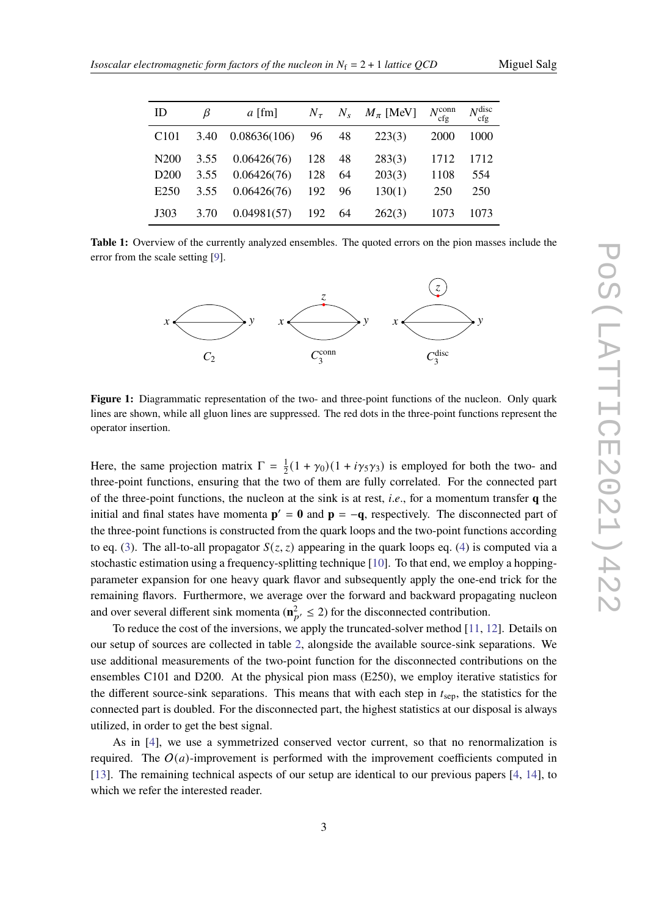| ID | $\beta$ | $a$ [fm] | $N_\tau$ | $N_s$ | $M_\pi$ [MeV] | $N_{\mathrm{cfg}}^{\mathrm{conn}}$ | $N_{\mathrm{cfg}}^{\mathrm{disc}}$ |
|---|---|---|---|---|---|---|---|
| C101 | 3.40 | 0.08636(106) | 96 | 48 | 223(3) | 2000 | 1000 |
| N200 | 3.55 | 0.06426(76) | 128 | 48 | 283(3) | 1712 | 1712 |
| D200 | 3.55 | 0.06426(76) | 128 | 64 | 203(3) | 1108 | 554 |
| E250 | 3.55 | 0.06426(76) | 192 | 96 | 130(1) | 250 | 250 |
| J303 | 3.70 | 0.04981(57) | 192 | 64 | 262(3) | 1073 | 1073 |

**Table 1:** Overview of the currently analyzed ensembles. The quoted errors on the pion masses include the error from the scale setting [9].

**Figure 1:** Diagrammatic representation of the two- and three-point functions of the nucleon. Only quark lines are shown, while all gluon lines are suppressed. The red dots in the three-point functions represent the operator insertion.

Here, the same projection matrix $\Gamma = \frac{1}{2}(1 + \gamma_0)(1 + i\gamma_5\gamma_3)$ is employed for both the two- and three-point functions, ensuring that the two of them are fully correlated. For the connected part of the three-point functions, the nucleon at the sink is at rest, *i.e.*, for a momentum transfer $\mathbf{q}$ the initial and final states have momenta $\mathbf{p}' = \mathbf{0}$ and $\mathbf{p} = -\mathbf{q}$, respectively. The disconnected part of the three-point functions is constructed from the quark loops and the two-point functions according to eq. (3). The all-to-all propagator $S(z, z)$ appearing in the quark loops eq. (4) is computed via a stochastic estimation using a frequency-splitting technique [10]. To that end, we employ a hopping-parameter expansion for one heavy quark flavor and subsequently apply the one-end trick for the remaining flavors. Furthermore, we average over the forward and backward propagating nucleon and over several different sink momenta ($\mathbf{n}_{p'}^2 \leq 2$) for the disconnected contribution.

To reduce the cost of the inversions, we apply the truncated-solver method [11, 12]. Details on our setup of sources are collected in table 2, alongside the available source-sink separations. We use additional measurements of the two-point function for the disconnected contributions on the ensembles C101 and D200. At the physical pion mass (E250), we employ iterative statistics for the different source-sink separations. This means that with each step in $t_{\mathrm{sep}}$, the statistics for the connected part is doubled. For the disconnected part, the highest statistics at our disposal is always utilized, in order to get the best signal.

As in [4], we use a symmetrized conserved vector current, so that no renormalization is required. The $O(a)$-improvement is performed with the improvement coefficients computed in [13]. The remaining technical aspects of our setup are identical to our previous papers [4, 14], to which we refer the interested reader.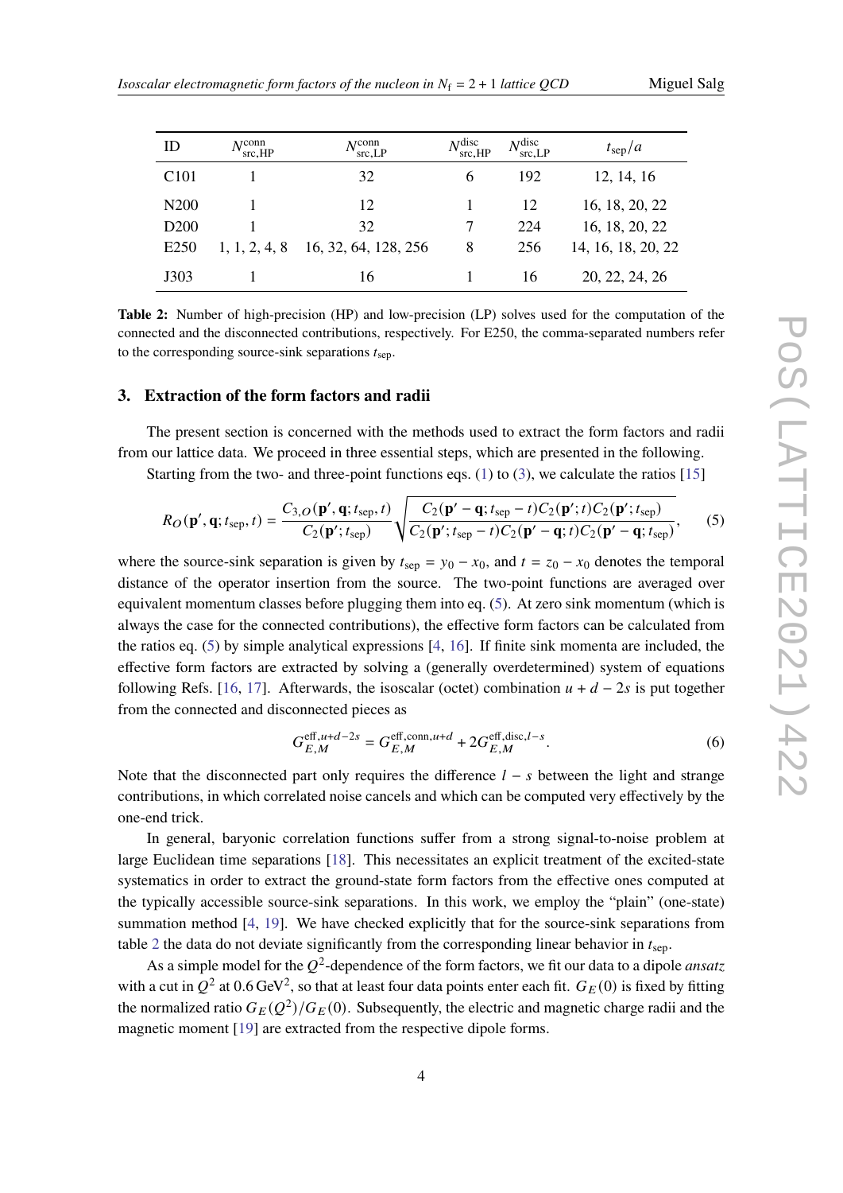| ID | $N_{\text{src,HP}}^{\text{conn}}$ | $N_{\text{src,LP}}^{\text{conn}}$ | $N_{\text{src,HP}}^{\text{disc}}$ | $N_{\text{src,LP}}^{\text{disc}}$ | $t_{\text{sep}}/a$ |
|---|---|---|---|---|---|
| C101 | 1 | 32 | 6 | 192 | 12, 14, 16 |
| N200 | 1 | 12 | 1 | 12 | 16, 18, 20, 22 |
| D200 | 1 | 32 | 7 | 224 | 16, 18, 20, 22 |
| E250 | 1, 1, 2, 4, 8 | 16, 32, 64, 128, 256 | 8 | 256 | 14, 16, 18, 20, 22 |
| J303 | 1 | 16 | 1 | 16 | 20, 22, 24, 26 |

**Table 2:** Number of high-precision (HP) and low-precision (LP) solves used for the computation of the connected and the disconnected contributions, respectively. For E250, the comma-separated numbers refer to the corresponding source-sink separations $t_{\text{sep}}$.

## 3. Extraction of the form factors and radii

The present section is concerned with the methods used to extract the form factors and radii from our lattice data. We proceed in three essential steps, which are presented in the following.

Starting from the two- and three-point functions eqs. (1) to (3), we calculate the ratios [15]

$$R_O(\mathbf{p}', \mathbf{q}; t_{\text{sep}}, t) = \frac{C_{3,O}(\mathbf{p}', \mathbf{q}; t_{\text{sep}}, t)}{C_2(\mathbf{p}'; t_{\text{sep}})} \sqrt{\frac{C_2(\mathbf{p}' - \mathbf{q}; t_{\text{sep}} - t) C_2(\mathbf{p}'; t) C_2(\mathbf{p}'; t_{\text{sep}})}{C_2(\mathbf{p}'; t_{\text{sep}} - t) C_2(\mathbf{p}' - \mathbf{q}; t) C_2(\mathbf{p}' - \mathbf{q}; t_{\text{sep}})}}, \tag{5}$$

where the source-sink separation is given by $t_{\text{sep}} = y_0 - x_0$, and $t = z_0 - x_0$ denotes the temporal distance of the operator insertion from the source. The two-point functions are averaged over equivalent momentum classes before plugging them into eq. (5). At zero sink momentum (which is always the case for the connected contributions), the effective form factors can be calculated from the ratios eq. (5) by simple analytical expressions [4, 16]. If finite sink momenta are included, the effective form factors are extracted by solving a (generally overdetermined) system of equations following Refs. [16, 17]. Afterwards, the isoscalar (octet) combination $u + d - 2s$ is put together from the connected and disconnected pieces as

$$G_{E,M}^{\text{eff},u+d-2s} = G_{E,M}^{\text{eff,conn},u+d} + 2G_{E,M}^{\text{eff,disc},l-s}. \tag{6}$$

Note that the disconnected part only requires the difference $l - s$ between the light and strange contributions, in which correlated noise cancels and which can be computed very effectively by the one-end trick.

In general, baryonic correlation functions suffer from a strong signal-to-noise problem at large Euclidean time separations [18]. This necessitates an explicit treatment of the excited-state systematics in order to extract the ground-state form factors from the effective ones computed at the typically accessible source-sink separations. In this work, we employ the "plain" (one-state) summation method [4, 19]. We have checked explicitly that for the source-sink separations from table 2 the data do not deviate significantly from the corresponding linear behavior in $t_{\text{sep}}$.

As a simple model for the $Q^2$-dependence of the form factors, we fit our data to a dipole *ansatz* with a cut in $Q^2$ at $0.6\,\text{GeV}^2$, so that at least four data points enter each fit. $G_E(0)$ is fixed by fitting the normalized ratio $G_E(Q^2)/G_E(0)$. Subsequently, the electric and magnetic charge radii and the magnetic moment [19] are extracted from the respective dipole forms.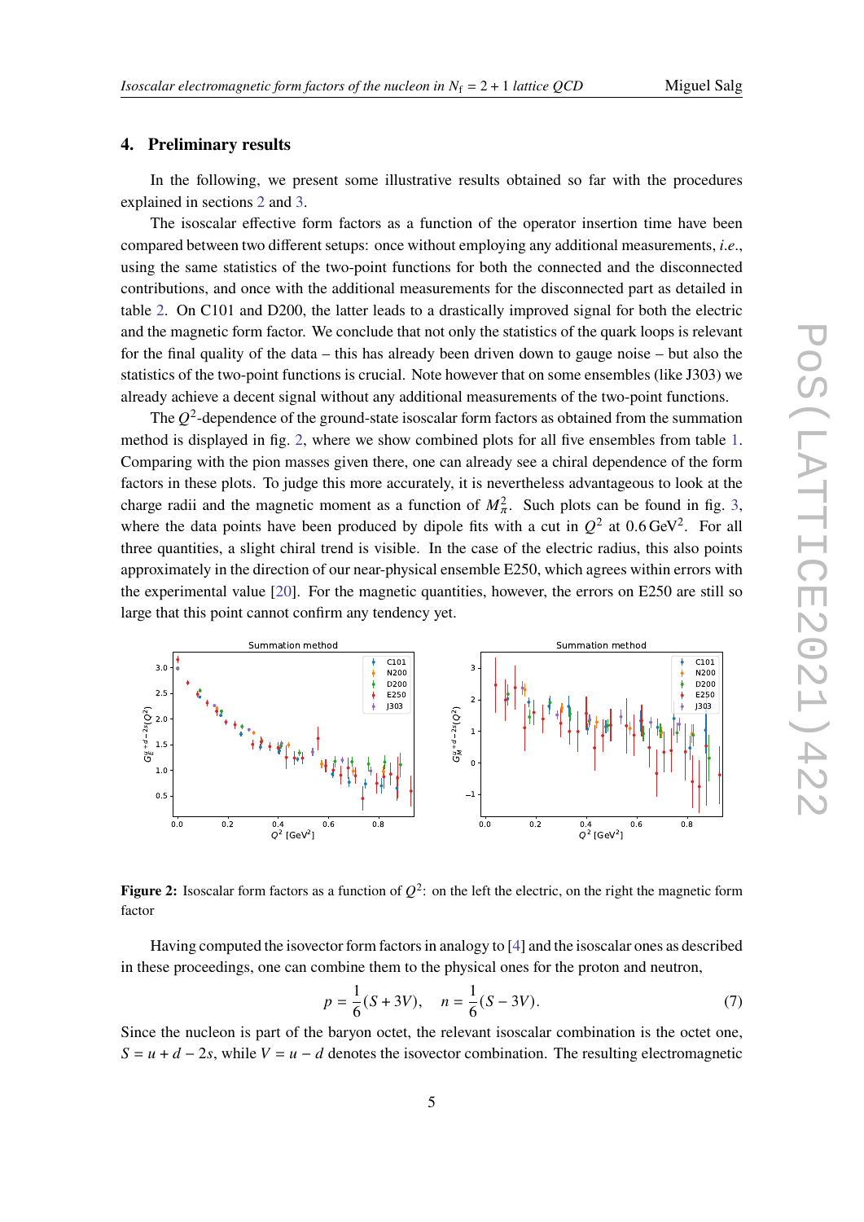## 4. Preliminary results

In the following, we present some illustrative results obtained so far with the procedures explained in sections 2 and 3.

The isoscalar effective form factors as a function of the operator insertion time have been compared between two different setups: once without employing any additional measurements, *i.e.*, using the same statistics of the two-point functions for both the connected and the disconnected contributions, and once with the additional measurements for the disconnected part as detailed in table 2. On C101 and D200, the latter leads to a drastically improved signal for both the electric and the magnetic form factor. We conclude that not only the statistics of the quark loops is relevant for the final quality of the data – this has already been driven down to gauge noise – but also the statistics of the two-point functions is crucial. Note however that on some ensembles (like J303) we already achieve a decent signal without any additional measurements of the two-point functions.

The $Q^2$-dependence of the ground-state isoscalar form factors as obtained from the summation method is displayed in fig. 2, where we show combined plots for all five ensembles from table 1. Comparing with the pion masses given there, one can already see a chiral dependence of the form factors in these plots. To judge this more accurately, it is nevertheless advantageous to look at the charge radii and the magnetic moment as a function of $M_\pi^2$. Such plots can be found in fig. 3, where the data points have been produced by dipole fits with a cut in $Q^2$ at $0.6\,\mathrm{GeV}^2$. For all three quantities, a slight chiral trend is visible. In the case of the electric radius, this also points approximately in the direction of our near-physical ensemble E250, which agrees within errors with the experimental value [20]. For the magnetic quantities, however, the errors on E250 are still so large that this point cannot confirm any tendency yet.

**Figure 2:** Isoscalar form factors as a function of $Q^2$: on the left the electric, on the right the magnetic form factor

Having computed the isovector form factors in analogy to [4] and the isoscalar ones as described in these proceedings, one can combine them to the physical ones for the proton and neutron,

$$p = \frac{1}{6}(S + 3V), \quad n = \frac{1}{6}(S - 3V). \tag{7}$$

Since the nucleon is part of the baryon octet, the relevant isoscalar combination is the octet one, $S = u + d - 2s$, while $V = u - d$ denotes the isovector combination. The resulting electromagnetic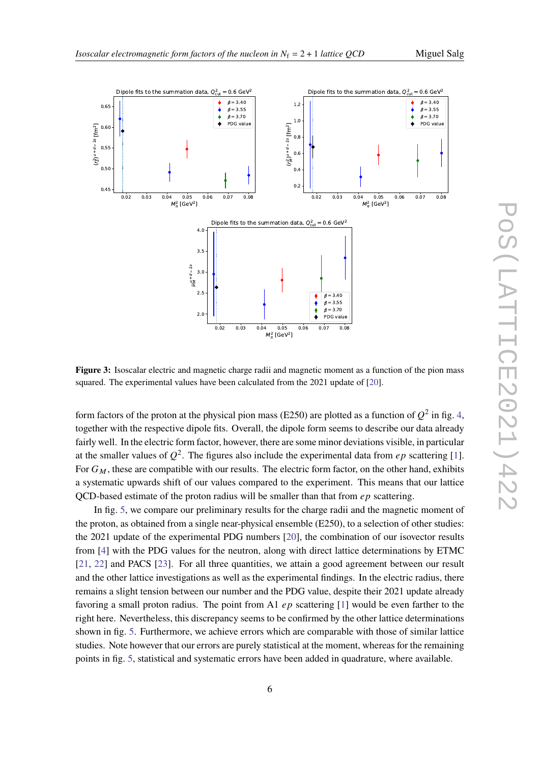**Figure 3:** Isoscalar electric and magnetic charge radii and magnetic moment as a function of the pion mass squared. The experimental values have been calculated from the 2021 update of [20].

form factors of the proton at the physical pion mass (E250) are plotted as a function of $Q^2$ in fig. 4, together with the respective dipole fits. Overall, the dipole form seems to describe our data already fairly well. In the electric form factor, however, there are some minor deviations visible, in particular at the smaller values of $Q^2$. The figures also include the experimental data from $ep$ scattering [1]. For $G_M$, these are compatible with our results. The electric form factor, on the other hand, exhibits a systematic upwards shift of our values compared to the experiment. This means that our lattice QCD-based estimate of the proton radius will be smaller than that from $ep$ scattering.

In fig. 5, we compare our preliminary results for the charge radii and the magnetic moment of the proton, as obtained from a single near-physical ensemble (E250), to a selection of other studies: the 2021 update of the experimental PDG numbers [20], the combination of our isovector results from [4] with the PDG values for the neutron, along with direct lattice determinations by ETMC [21, 22] and PACS [23]. For all three quantities, we attain a good agreement between our result and the other lattice investigations as well as the experimental findings. In the electric radius, there remains a slight tension between our number and the PDG value, despite their 2021 update already favoring a small proton radius. The point from A1 $ep$ scattering [1] would be even farther to the right here. Nevertheless, this discrepancy seems to be confirmed by the other lattice determinations shown in fig. 5. Furthermore, we achieve errors which are comparable with those of similar lattice studies. Note however that our errors are purely statistical at the moment, whereas for the remaining points in fig. 5, statistical and systematic errors have been added in quadrature, where available.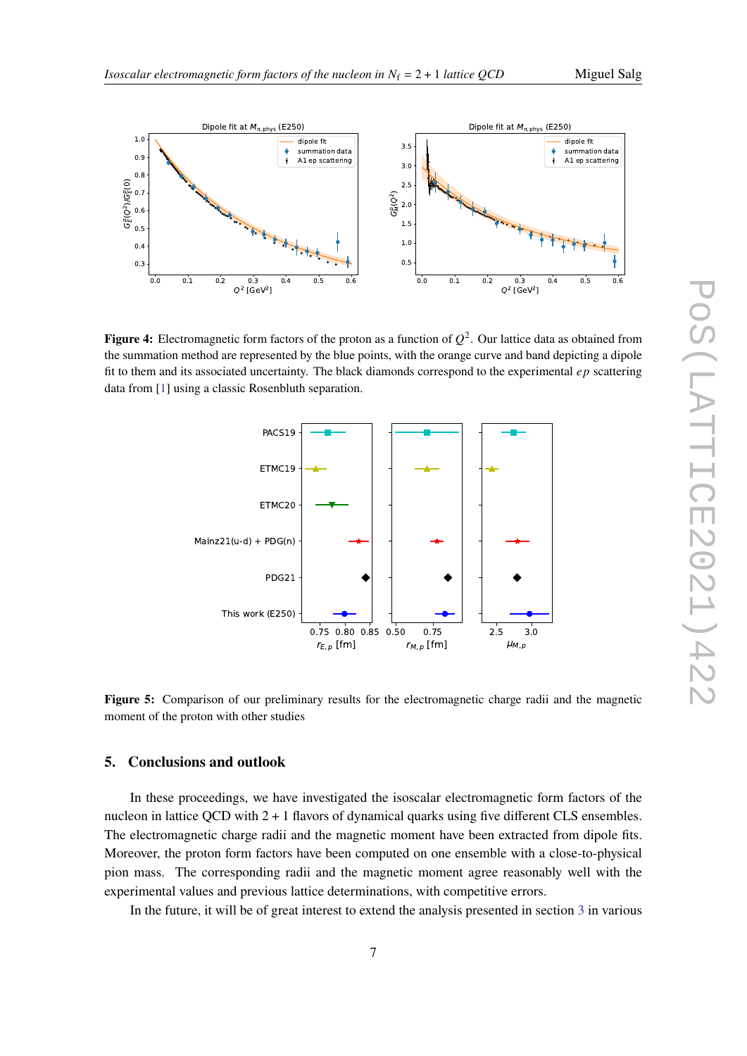**Figure 4:** Electromagnetic form factors of the proton as a function of $Q^2$. Our lattice data as obtained from the summation method are represented by the blue points, with the orange curve and band depicting a dipole fit to them and its associated uncertainty. The black diamonds correspond to the experimental $ep$ scattering data from [1] using a classic Rosenbluth separation.

**Figure 5:** Comparison of our preliminary results for the electromagnetic charge radii and the magnetic moment of the proton with other studies

## 5. Conclusions and outlook

In these proceedings, we have investigated the isoscalar electromagnetic form factors of the nucleon in lattice QCD with $2 + 1$ flavors of dynamical quarks using five different CLS ensembles. The electromagnetic charge radii and the magnetic moment have been extracted from dipole fits. Moreover, the proton form factors have been computed on one ensemble with a close-to-physical pion mass. The corresponding radii and the magnetic moment agree reasonably well with the experimental values and previous lattice determinations, with competitive errors.

In the future, it will be of great interest to extend the analysis presented in section 3 in various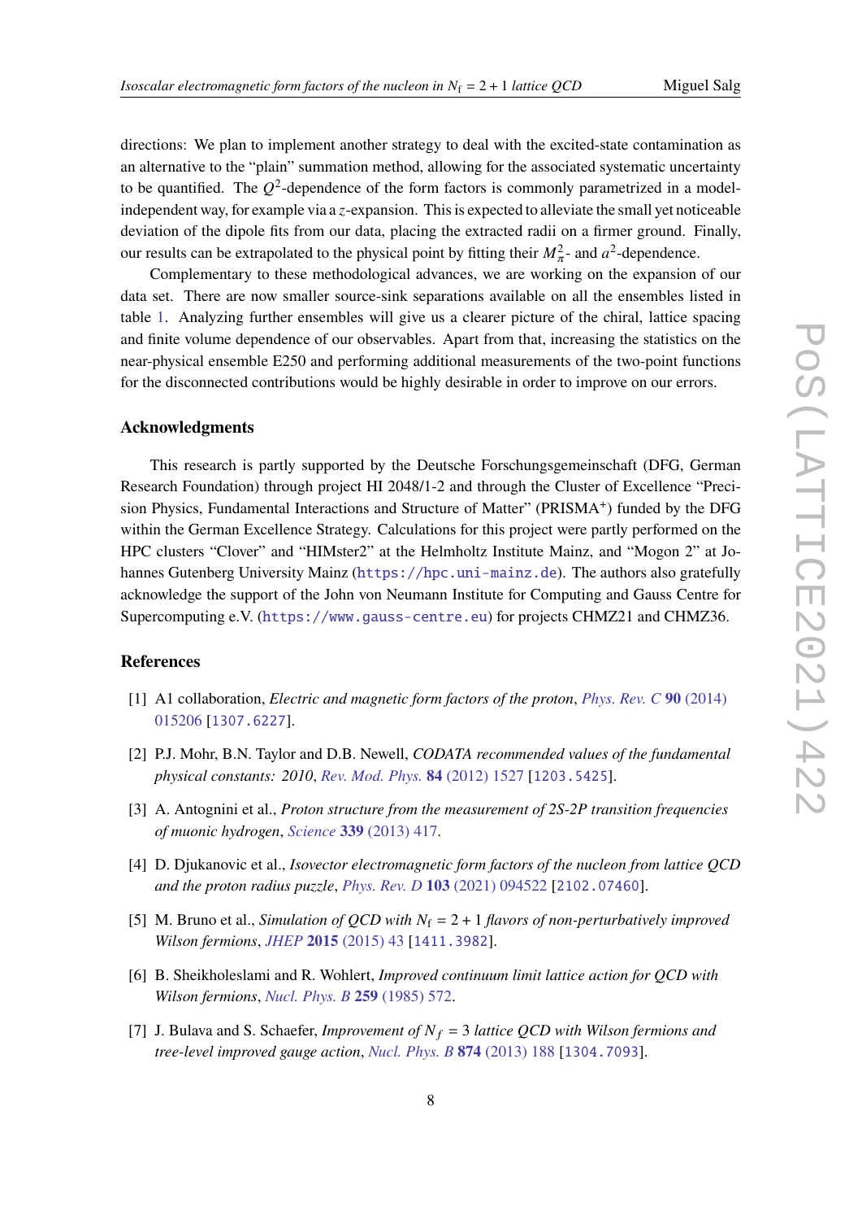directions: We plan to implement another strategy to deal with the excited-state contamination as an alternative to the "plain" summation method, allowing for the associated systematic uncertainty to be quantified. The $Q^2$-dependence of the form factors is commonly parametrized in a model-independent way, for example via a $z$-expansion. This is expected to alleviate the small yet noticeable deviation of the dipole fits from our data, placing the extracted radii on a firmer ground. Finally, our results can be extrapolated to the physical point by fitting their $M_\pi^2$- and $a^2$-dependence.

Complementary to these methodological advances, we are working on the expansion of our data set. There are now smaller source-sink separations available on all the ensembles listed in table 1. Analyzing further ensembles will give us a clearer picture of the chiral, lattice spacing and finite volume dependence of our observables. Apart from that, increasing the statistics on the near-physical ensemble E250 and performing additional measurements of the two-point functions for the disconnected contributions would be highly desirable in order to improve on our errors.

### Acknowledgments

This research is partly supported by the Deutsche Forschungsgemeinschaft (DFG, German Research Foundation) through project HI 2048/1-2 and through the Cluster of Excellence "Precision Physics, Fundamental Interactions and Structure of Matter" (PRISMA$^+$) funded by the DFG within the German Excellence Strategy. Calculations for this project were partly performed on the HPC clusters "Clover" and "HIMster2" at the Helmholtz Institute Mainz, and "Mogon 2" at Johannes Gutenberg University Mainz (https://hpc.uni-mainz.de). The authors also gratefully acknowledge the support of the John von Neumann Institute for Computing and Gauss Centre for Supercomputing e.V. (https://www.gauss-centre.eu) for projects CHMZ21 and CHMZ36.

### References

[1] A1 collaboration, *Electric and magnetic form factors of the proton*, *Phys. Rev. C* **90** (2014) 015206 [1307.6227].

[2] P.J. Mohr, B.N. Taylor and D.B. Newell, *CODATA recommended values of the fundamental physical constants: 2010*, *Rev. Mod. Phys.* **84** (2012) 1527 [1203.5425].

[3] A. Antognini et al., *Proton structure from the measurement of 2S-2P transition frequencies of muonic hydrogen*, *Science* **339** (2013) 417.

[4] D. Djukanovic et al., *Isovector electromagnetic form factors of the nucleon from lattice QCD and the proton radius puzzle*, *Phys. Rev. D* **103** (2021) 094522 [2102.07460].

[5] M. Bruno et al., *Simulation of QCD with $N_\mathrm{f} = 2 + 1$ flavors of non-perturbatively improved Wilson fermions*, *JHEP* **2015** (2015) 43 [1411.3982].

[6] B. Sheikholeslami and R. Wohlert, *Improved continuum limit lattice action for QCD with Wilson fermions*, *Nucl. Phys. B* **259** (1985) 572.

[7] J. Bulava and S. Schaefer, *Improvement of $N_f = 3$ lattice QCD with Wilson fermions and tree-level improved gauge action*, *Nucl. Phys. B* **874** (2013) 188 [1304.7093].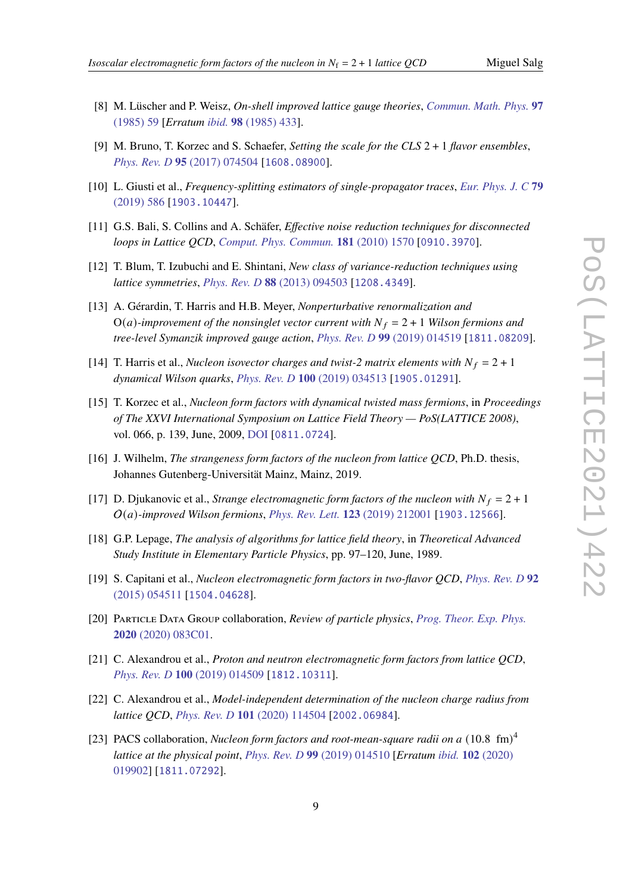[8] M. Lüscher and P. Weisz, *On-shell improved lattice gauge theories*, Commun. Math. Phys. **97** (1985) 59 [*Erratum ibid.* **98** (1985) 433].

[9] M. Bruno, T. Korzec and S. Schaefer, *Setting the scale for the CLS* $2+1$ *flavor ensembles*, Phys. Rev. D **95** (2017) 074504 [1608.08900].

[10] L. Giusti et al., *Frequency-splitting estimators of single-propagator traces*, Eur. Phys. J. C **79** (2019) 586 [1903.10447].

[11] G.S. Bali, S. Collins and A. Schäfer, *Effective noise reduction techniques for disconnected loops in Lattice QCD*, Comput. Phys. Commun. **181** (2010) 1570 [0910.3970].

[12] T. Blum, T. Izubuchi and E. Shintani, *New class of variance-reduction techniques using lattice symmetries*, Phys. Rev. D **88** (2013) 094503 [1208.4349].

[13] A. Gérardin, T. Harris and H.B. Meyer, *Nonperturbative renormalization and* $\mathrm{O}(a)$*-improvement of the nonsinglet vector current with* $N_f = 2+1$ *Wilson fermions and tree-level Symanzik improved gauge action*, Phys. Rev. D **99** (2019) 014519 [1811.08209].

[14] T. Harris et al., *Nucleon isovector charges and twist-2 matrix elements with* $N_f = 2+1$ *dynamical Wilson quarks*, Phys. Rev. D **100** (2019) 034513 [1905.01291].

[15] T. Korzec et al., *Nucleon form factors with dynamical twisted mass fermions*, in *Proceedings of The XXVI International Symposium on Lattice Field Theory — PoS(LATTICE 2008)*, vol. 066, p. 139, June, 2009, DOI [0811.0724].

[16] J. Wilhelm, *The strangeness form factors of the nucleon from lattice QCD*, Ph.D. thesis, Johannes Gutenberg-Universität Mainz, Mainz, 2019.

[17] D. Djukanovic et al., *Strange electromagnetic form factors of the nucleon with* $N_f = 2+1$ $O(a)$*-improved Wilson fermions*, Phys. Rev. Lett. **123** (2019) 212001 [1903.12566].

[18] G.P. Lepage, *The analysis of algorithms for lattice field theory*, in *Theoretical Advanced Study Institute in Elementary Particle Physics*, pp. 97–120, June, 1989.

[19] S. Capitani et al., *Nucleon electromagnetic form factors in two-flavor QCD*, Phys. Rev. D **92** (2015) 054511 [1504.04628].

[20] Particle Data Group collaboration, *Review of particle physics*, Prog. Theor. Exp. Phys. **2020** (2020) 083C01.

[21] C. Alexandrou et al., *Proton and neutron electromagnetic form factors from lattice QCD*, Phys. Rev. D **100** (2019) 014509 [1812.10311].

[22] C. Alexandrou et al., *Model-independent determination of the nucleon charge radius from lattice QCD*, Phys. Rev. D **101** (2020) 114504 [2002.06984].

[23] PACS collaboration, *Nucleon form factors and root-mean-square radii on a* $(10.8\ \mathrm{fm})^4$ *lattice at the physical point*, Phys. Rev. D **99** (2019) 014510 [*Erratum ibid.* **102** (2020) 019902] [1811.07292].